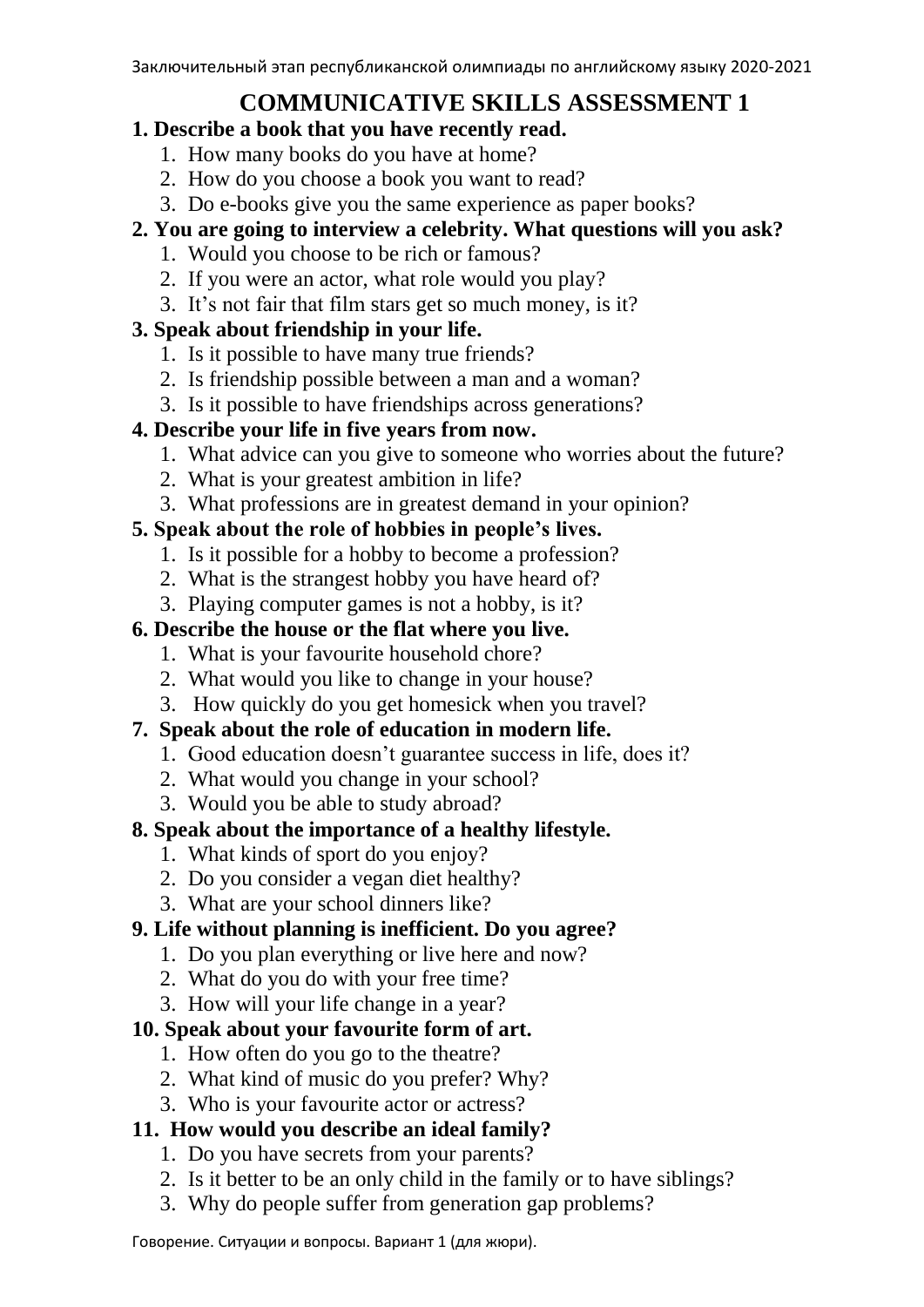# COMMUNICATIVE SKILLS ASSESSMENT 1

**1. Describe a book that you have recently read.**

1. How many books do you have at home?
2. How do you choose a book you want to read?
3. Do e-books give you the same experience as paper books?

**2. You are going to interview a celebrity. What questions will you ask?**

1. Would you choose to be rich or famous?
2. If you were an actor, what role would you play?
3. It's not fair that film stars get so much money, is it?

**3. Speak about friendship in your life.**

1. Is it possible to have many true friends?
2. Is friendship possible between a man and a woman?
3. Is it possible to have friendships across generations?

**4. Describe your life in five years from now.**

1. What advice can you give to someone who worries about the future?
2. What is your greatest ambition in life?
3. What professions are in greatest demand in your opinion?

**5. Speak about the role of hobbies in people's lives.**

1. Is it possible for a hobby to become a profession?
2. What is the strangest hobby you have heard of?
3. Playing computer games is not a hobby, is it?

**6. Describe the house or the flat where you live.**

1. What is your favourite household chore?
2. What would you like to change in your house?
3. How quickly do you get homesick when you travel?

**7. Speak about the role of education in modern life.**

1. Good education doesn't guarantee success in life, does it?
2. What would you change in your school?
3. Would you be able to study abroad?

**8. Speak about the importance of a healthy lifestyle.**

1. What kinds of sport do you enjoy?
2. Do you consider a vegan diet healthy?
3. What are your school dinners like?

**9. Life without planning is inefficient. Do you agree?**

1. Do you plan everything or live here and now?
2. What do you do with your free time?
3. How will your life change in a year?

**10. Speak about your favourite form of art.**

1. How often do you go to the theatre?
2. What kind of music do you prefer? Why?
3. Who is your favourite actor or actress?

**11. How would you describe an ideal family?**

1. Do you have secrets from your parents?
2. Is it better to be an only child in the family or to have siblings?
3. Why do people suffer from generation gap problems?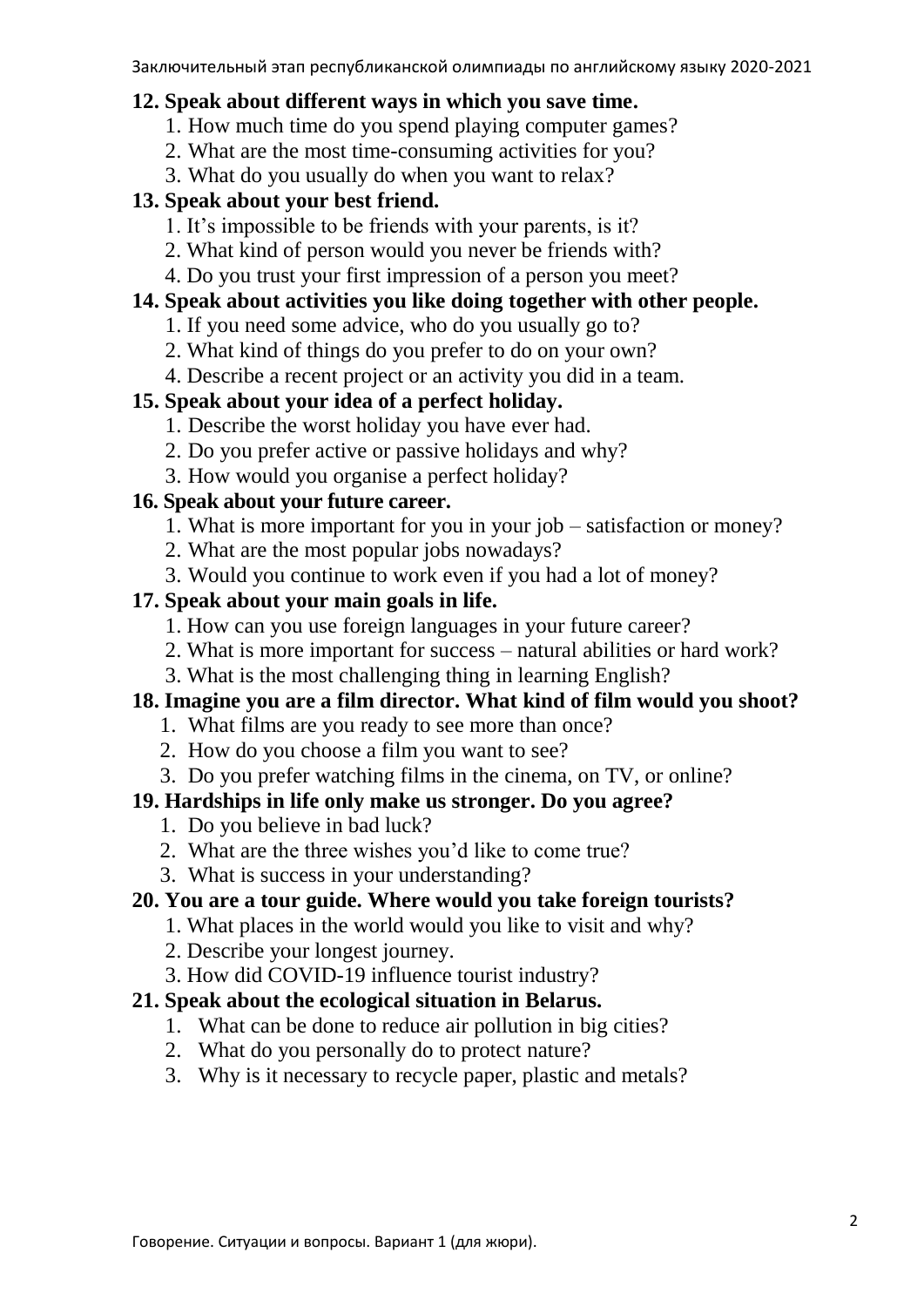**12. Speak about different ways in which you save time.**

1. How much time do you spend playing computer games?
2. What are the most time-consuming activities for you?
3. What do you usually do when you want to relax?

**13. Speak about your best friend.**

1. It's impossible to be friends with your parents, is it?
2. What kind of person would you never be friends with?
4. Do you trust your first impression of a person you meet?

**14. Speak about activities you like doing together with other people.**

1. If you need some advice, who do you usually go to?
2. What kind of things do you prefer to do on your own?
4. Describe a recent project or an activity you did in a team.

**15. Speak about your idea of a perfect holiday.**

1. Describe the worst holiday you have ever had.
2. Do you prefer active or passive holidays and why?
3. How would you organise a perfect holiday?

**16. Speak about your future career.**

1. What is more important for you in your job – satisfaction or money?
2. What are the most popular jobs nowadays?
3. Would you continue to work even if you had a lot of money?

**17. Speak about your main goals in life.**

1. How can you use foreign languages in your future career?
2. What is more important for success – natural abilities or hard work?
3. What is the most challenging thing in learning English?

**18. Imagine you are a film director. What kind of film would you shoot?**

1. What films are you ready to see more than once?
2. How do you choose a film you want to see?
3. Do you prefer watching films in the cinema, on TV, or online?

**19. Hardships in life only make us stronger. Do you agree?**

1. Do you believe in bad luck?
2. What are the three wishes you'd like to come true?
3. What is success in your understanding?

**20. You are a tour guide. Where would you take foreign tourists?**

1. What places in the world would you like to visit and why?
2. Describe your longest journey.
3. How did COVID-19 influence tourist industry?

**21. Speak about the ecological situation in Belarus.**

1. What can be done to reduce air pollution in big cities?
2. What do you personally do to protect nature?
3. Why is it necessary to recycle paper, plastic and metals?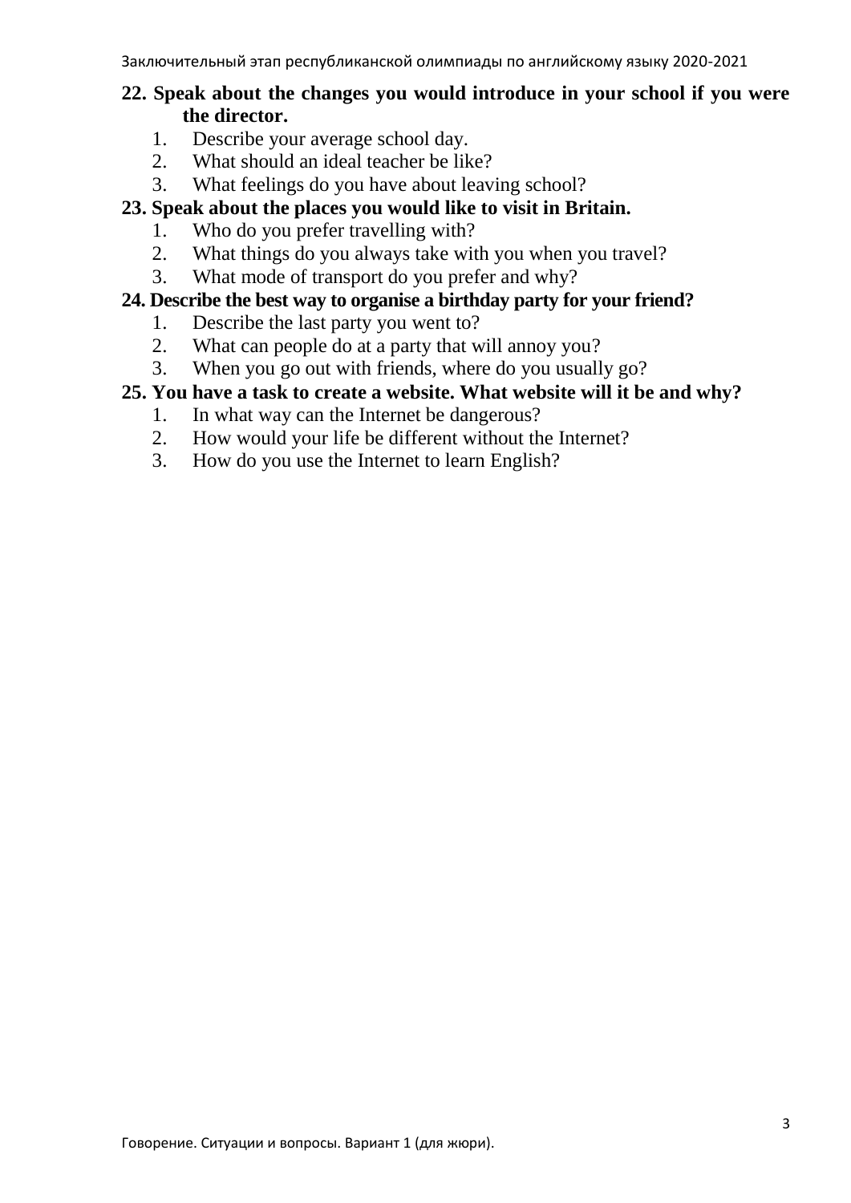**22. Speak about the changes you would introduce in your school if you were the director.**

1. Describe your average school day.
2. What should an ideal teacher be like?
3. What feelings do you have about leaving school?

**23. Speak about the places you would like to visit in Britain.**

1. Who do you prefer travelling with?
2. What things do you always take with you when you travel?
3. What mode of transport do you prefer and why?

**24. Describe the best way to organise a birthday party for your friend?**

1. Describe the last party you went to?
2. What can people do at a party that will annoy you?
3. When you go out with friends, where do you usually go?

**25. You have a task to create a website. What website will it be and why?**

1. In what way can the Internet be dangerous?
2. How would your life be different without the Internet?
3. How do you use the Internet to learn English?